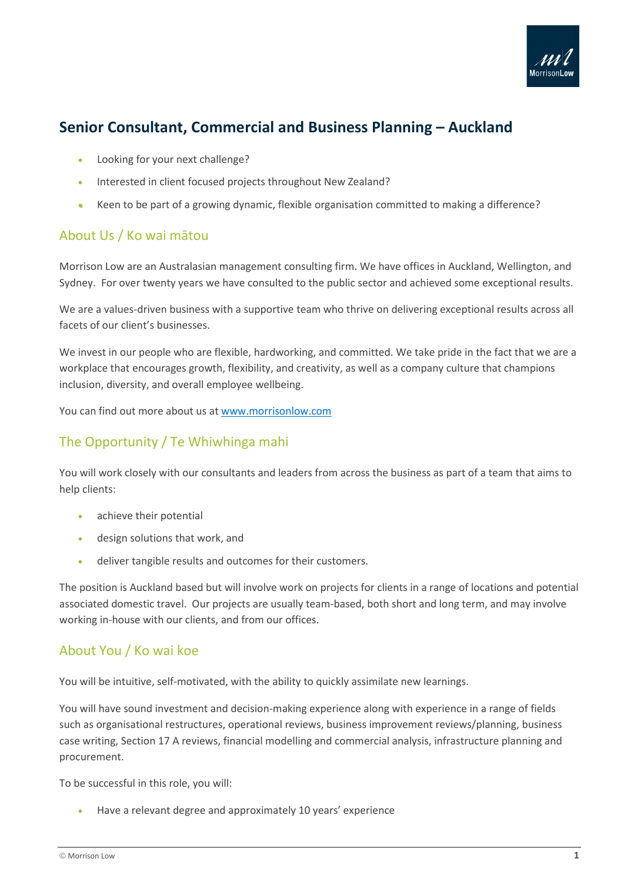# Senior Consultant, Commercial and Business Planning – Auckland

- Looking for your next challenge?
- Interested in client focused projects throughout New Zealand?
- Keen to be part of a growing dynamic, flexible organisation committed to making a difference?

## About Us / Ko wai mātou

Morrison Low are an Australasian management consulting firm. We have offices in Auckland, Wellington, and Sydney. For over twenty years we have consulted to the public sector and achieved some exceptional results.

We are a values-driven business with a supportive team who thrive on delivering exceptional results across all facets of our client's businesses.

We invest in our people who are flexible, hardworking, and committed. We take pride in the fact that we are a workplace that encourages growth, flexibility, and creativity, as well as a company culture that champions inclusion, diversity, and overall employee wellbeing.

You can find out more about us at [www.morrisonlow.com](www.morrisonlow.com)

## The Opportunity / Te Whiwhinga mahi

You will work closely with our consultants and leaders from across the business as part of a team that aims to help clients:

- achieve their potential
- design solutions that work, and
- deliver tangible results and outcomes for their customers.

The position is Auckland based but will involve work on projects for clients in a range of locations and potential associated domestic travel. Our projects are usually team-based, both short and long term, and may involve working in-house with our clients, and from our offices.

## About You / Ko wai koe

You will be intuitive, self-motivated, with the ability to quickly assimilate new learnings.

You will have sound investment and decision-making experience along with experience in a range of fields such as organisational restructures, operational reviews, business improvement reviews/planning, business case writing, Section 17 A reviews, financial modelling and commercial analysis, infrastructure planning and procurement.

To be successful in this role, you will:

- Have a relevant degree and approximately 10 years' experience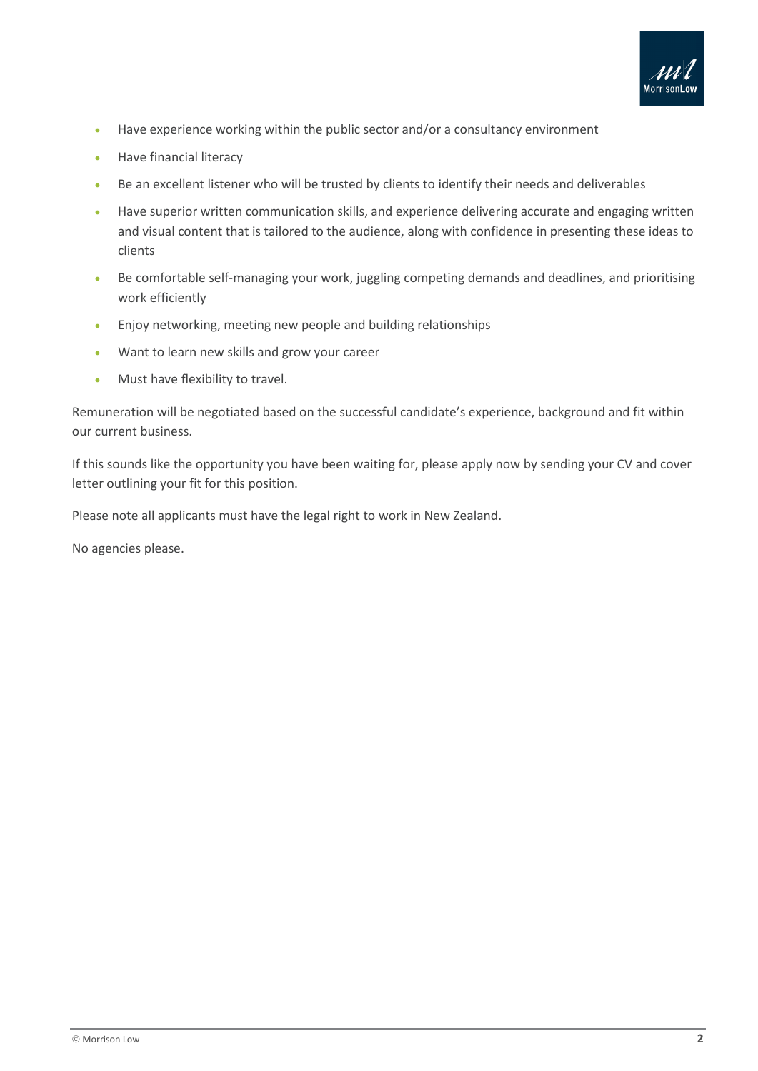- Have experience working within the public sector and/or a consultancy environment
- Have financial literacy
- Be an excellent listener who will be trusted by clients to identify their needs and deliverables
- Have superior written communication skills, and experience delivering accurate and engaging written and visual content that is tailored to the audience, along with confidence in presenting these ideas to clients
- Be comfortable self-managing your work, juggling competing demands and deadlines, and prioritising work efficiently
- Enjoy networking, meeting new people and building relationships
- Want to learn new skills and grow your career
- Must have flexibility to travel.

Remuneration will be negotiated based on the successful candidate's experience, background and fit within our current business.

If this sounds like the opportunity you have been waiting for, please apply now by sending your CV and cover letter outlining your fit for this position.

Please note all applicants must have the legal right to work in New Zealand.

No agencies please.